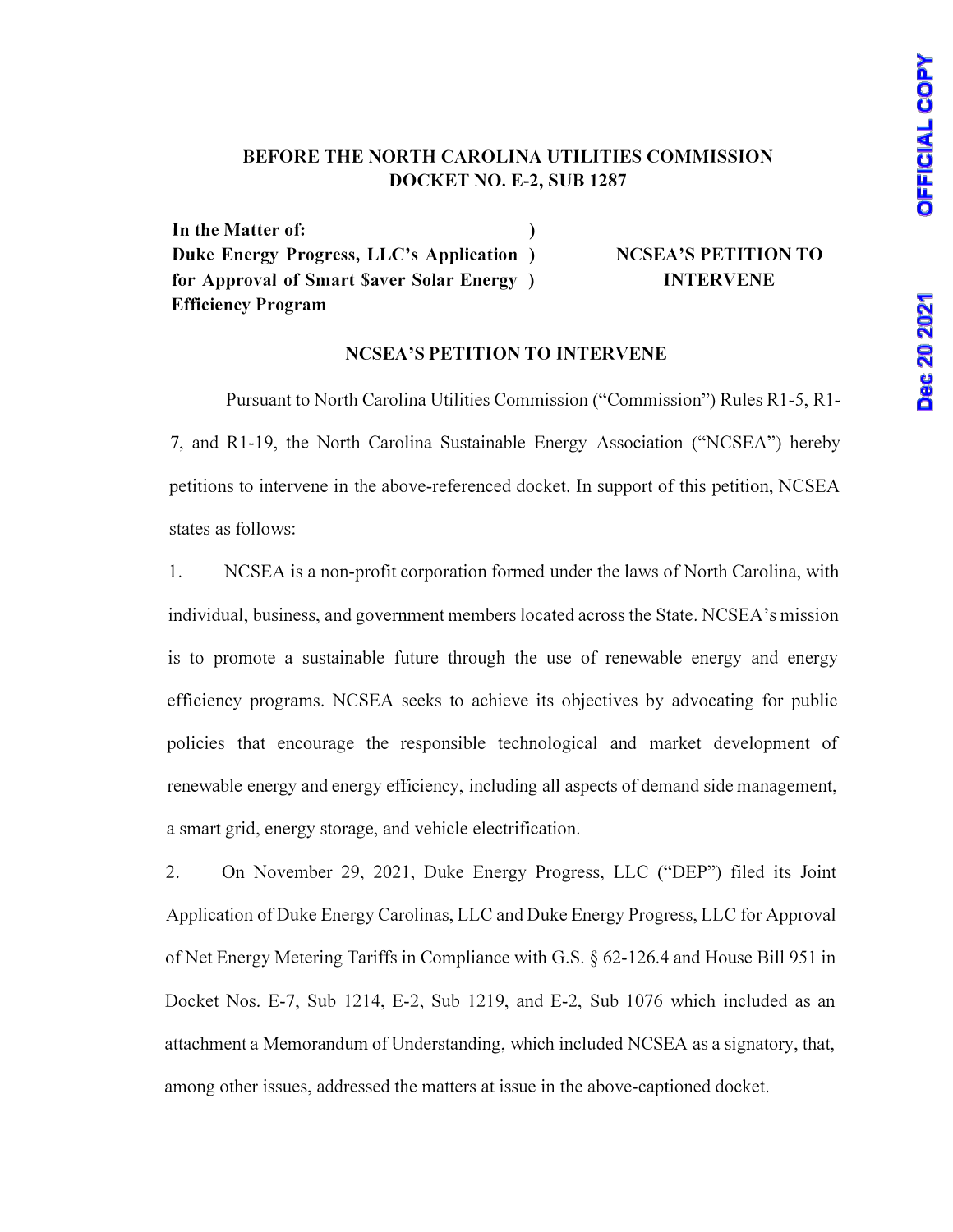**BEFORE THE NORTH CAROLINA UTILITIES COMMISSION**
**DOCKET NO. E-2, SUB 1287**

| | | |
|---|---|---|
| **In the Matter of:** | ) | |
| **Duke Energy Progress, LLC's Application** | ) | **NCSEA'S PETITION TO** |
| **for Approval of Smart $aver Solar Energy** | ) | **INTERVENE** |
| **Efficiency Program** | | |

## NCSEA'S PETITION TO INTERVENE

Pursuant to North Carolina Utilities Commission ("Commission") Rules R1-5, R1-7, and R1-19, the North Carolina Sustainable Energy Association ("NCSEA") hereby petitions to intervene in the above-referenced docket. In support of this petition, NCSEA states as follows:

1. NCSEA is a non-profit corporation formed under the laws of North Carolina, with individual, business, and government members located across the State. NCSEA's mission is to promote a sustainable future through the use of renewable energy and energy efficiency programs. NCSEA seeks to achieve its objectives by advocating for public policies that encourage the responsible technological and market development of renewable energy and energy efficiency, including all aspects of demand side management, a smart grid, energy storage, and vehicle electrification.

2. On November 29, 2021, Duke Energy Progress, LLC ("DEP") filed its Joint Application of Duke Energy Carolinas, LLC and Duke Energy Progress, LLC for Approval of Net Energy Metering Tariffs in Compliance with G.S. § 62-126.4 and House Bill 951 in Docket Nos. E-7, Sub 1214, E-2, Sub 1219, and E-2, Sub 1076 which included as an attachment a Memorandum of Understanding, which included NCSEA as a signatory, that, among other issues, addressed the matters at issue in the above-captioned docket.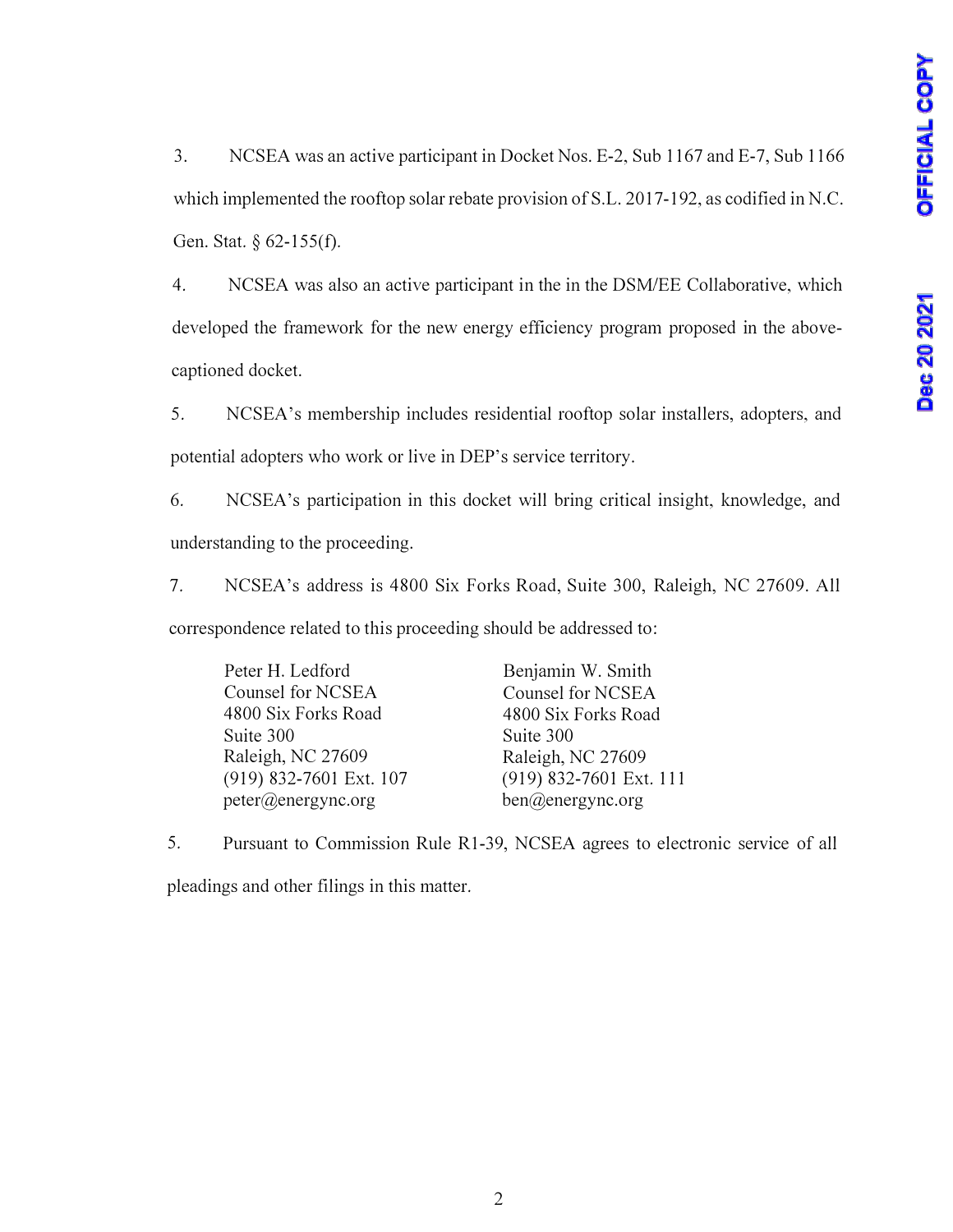3. NCSEA was an active participant in Docket Nos. E-2, Sub 1167 and E-7, Sub 1166 which implemented the rooftop solar rebate provision of S.L. 2017-192, as codified in N.C. Gen. Stat. § 62-155(f).

4. NCSEA was also an active participant in the in the DSM/EE Collaborative, which developed the framework for the new energy efficiency program proposed in the above-captioned docket.

5. NCSEA's membership includes residential rooftop solar installers, adopters, and potential adopters who work or live in DEP's service territory.

6. NCSEA's participation in this docket will bring critical insight, knowledge, and understanding to the proceeding.

7. NCSEA's address is 4800 Six Forks Road, Suite 300, Raleigh, NC 27609. All correspondence related to this proceeding should be addressed to:

| | |
|---|---|
| Peter H. Ledford<br>Counsel for NCSEA<br>4800 Six Forks Road<br>Suite 300<br>Raleigh, NC 27609<br>(919) 832-7601 Ext. 107<br>peter@energync.org | Benjamin W. Smith<br>Counsel for NCSEA<br>4800 Six Forks Road<br>Suite 300<br>Raleigh, NC 27609<br>(919) 832-7601 Ext. 111<br>ben@energync.org |

5. Pursuant to Commission Rule R1-39, NCSEA agrees to electronic service of all pleadings and other filings in this matter.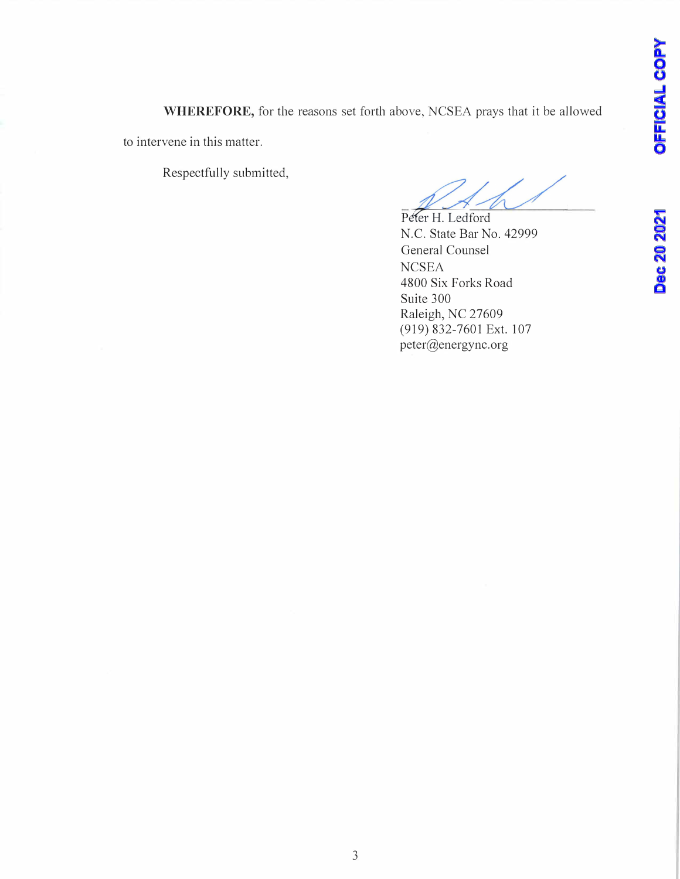**WHEREFORE,** for the reasons set forth above, NCSEA prays that it be allowed to intervene in this matter.

Respectfully submitted,

Peter H. Ledford
N.C. State Bar No. 42999
General Counsel
NCSEA
4800 Six Forks Road
Suite 300
Raleigh, NC 27609
(919) 832-7601 Ext. 107
peter@energync.org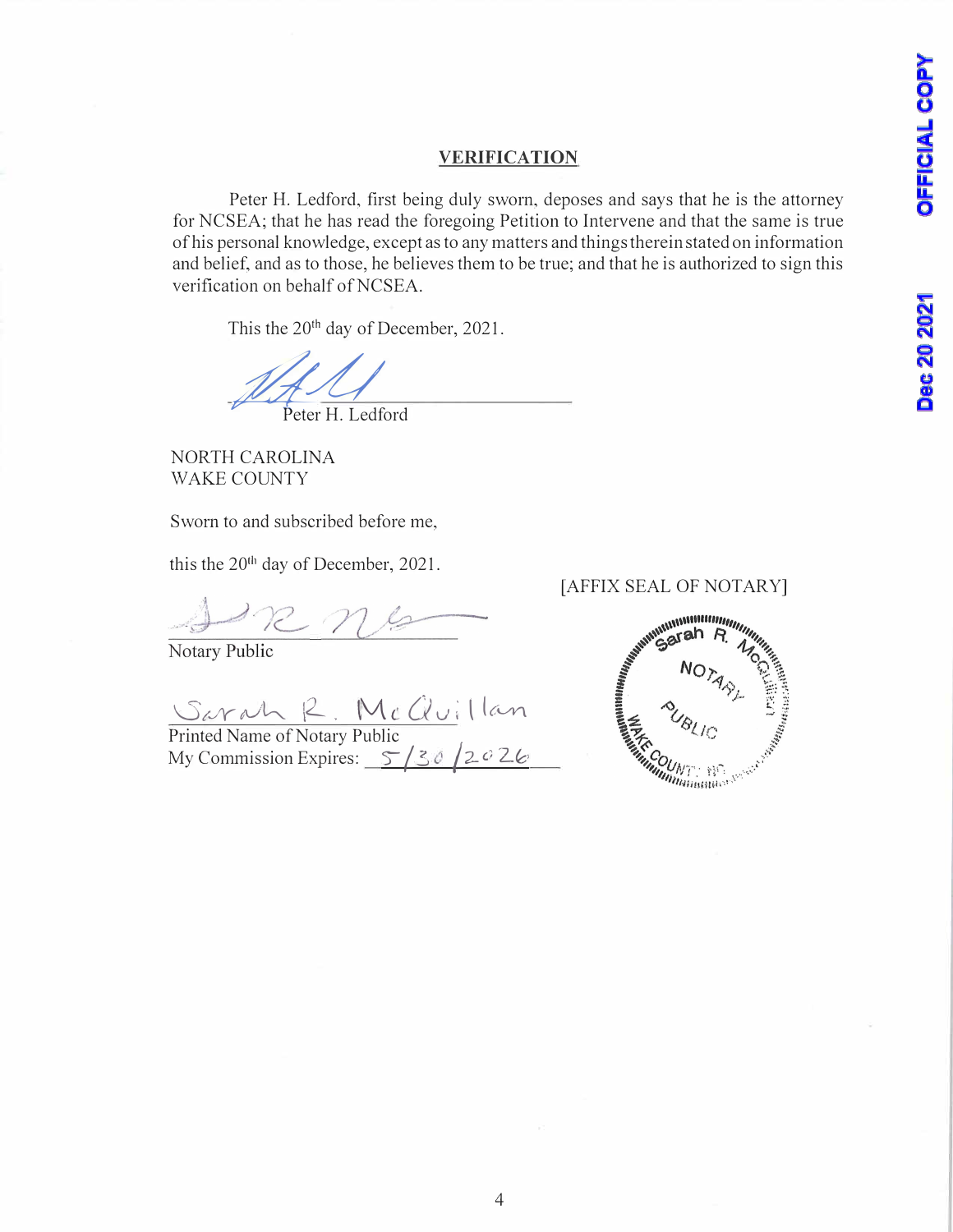## VERIFICATION

Peter H. Ledford, first being duly sworn, deposes and says that he is the attorney for NCSEA; that he has read the foregoing Petition to Intervene and that the same is true of his personal knowledge, except as to any matters and things therein stated on information and belief, and as to those, he believes them to be true; and that he is authorized to sign this verification on behalf of NCSEA.

This the 20th day of December, 2021.

Peter H. Ledford

NORTH CAROLINA
WAKE COUNTY

Sworn to and subscribed before me,

this the 20th day of December, 2021.

[AFFIX SEAL OF NOTARY]

Notary Public

Sarah R. McQuillan
Printed Name of Notary Public
My Commission Expires: 5/30/2026

Sarah R. McQuillan
NOTARY PUBLIC
WAKE COUNTY, NC

OFFICIAL COPY

Dec 20 2021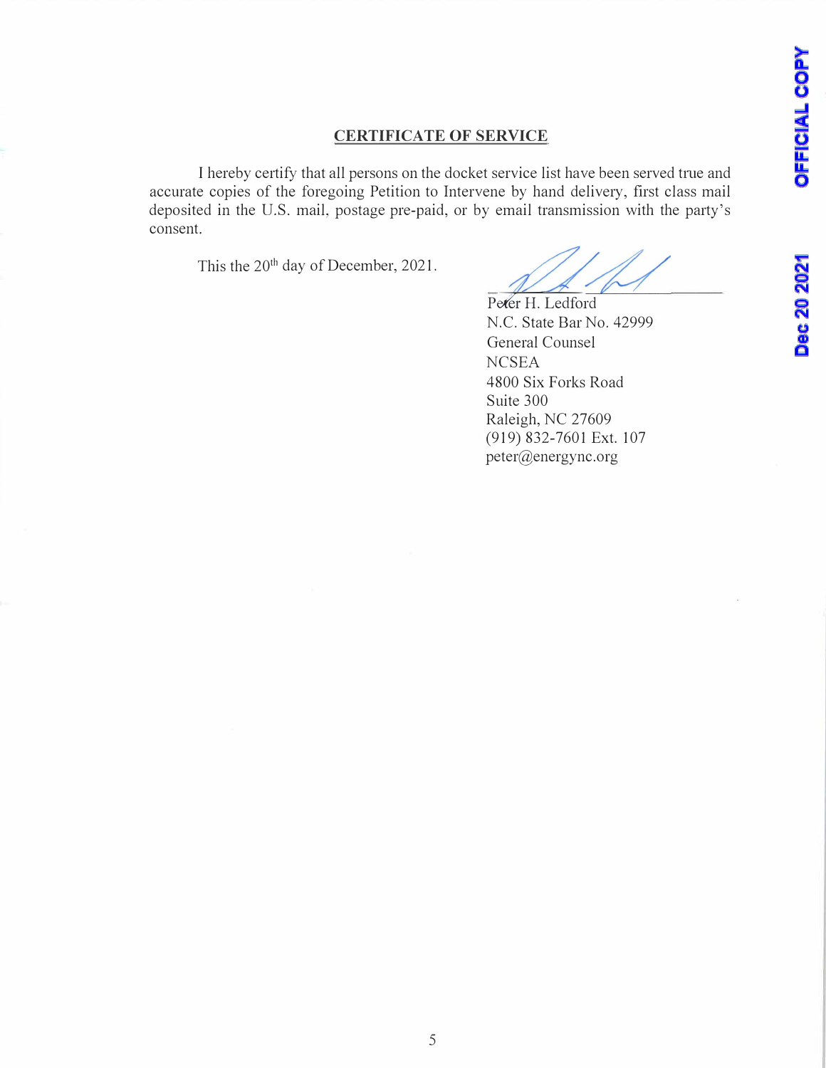## CERTIFICATE OF SERVICE

I hereby certify that all persons on the docket service list have been served true and accurate copies of the foregoing Petition to Intervene by hand delivery, first class mail deposited in the U.S. mail, postage pre-paid, or by email transmission with the party's consent.

This the 20th day of December, 2021.

Peter H. Ledford
N.C. State Bar No. 42999
General Counsel
NCSEA
4800 Six Forks Road
Suite 300
Raleigh, NC 27609
(919) 832-7601 Ext. 107
peter@energync.org

OFFICIAL COPY

Dec 20 2021